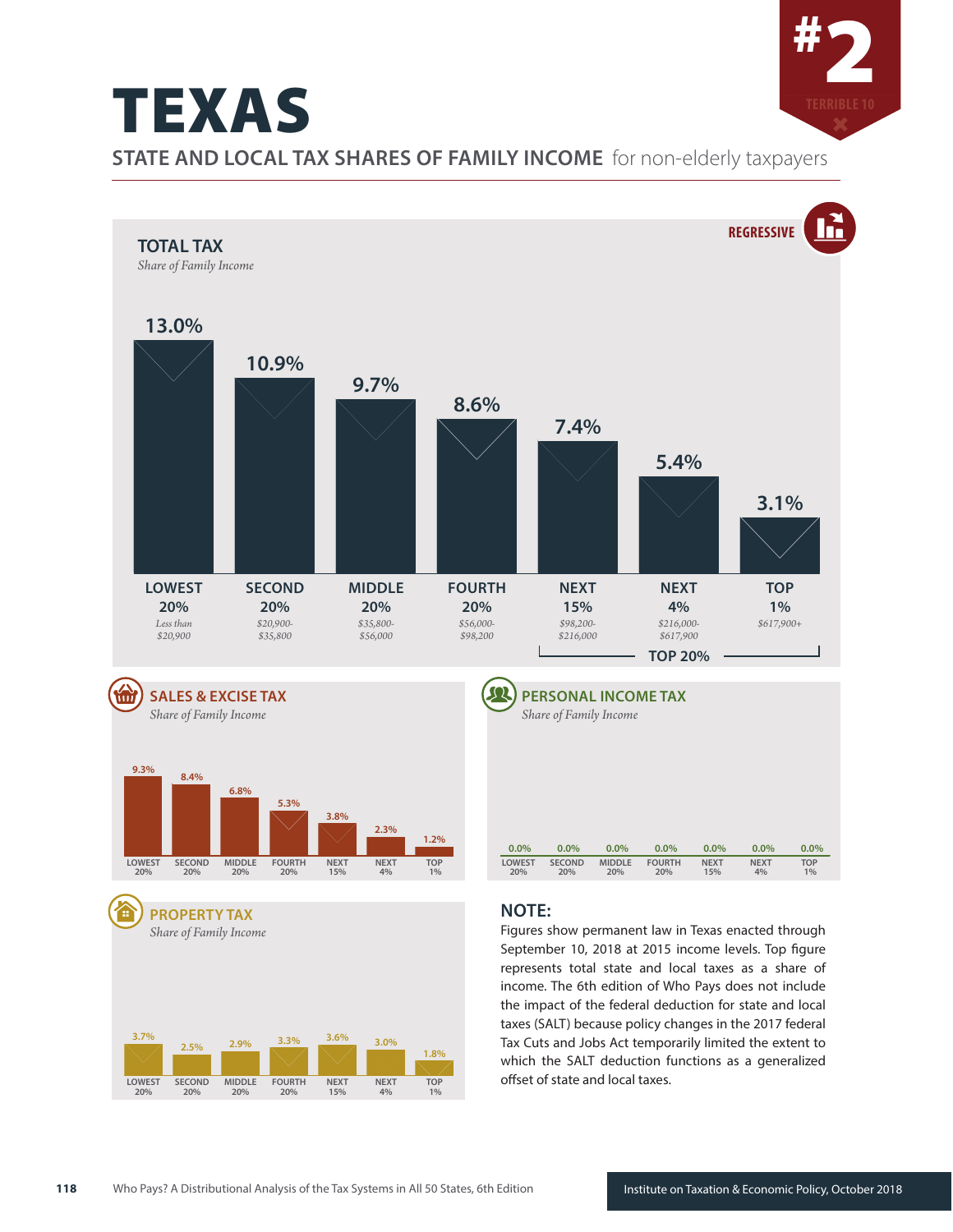# TEXAS

#2 TERRIBLE 10

## STATE AND LOCAL TAX SHARES OF FAMILY INCOME for non-elderly taxpayers

### TOTAL TAX

*Share of Family Income*

REGRESSIVE

| | LOWEST 20% | SECOND 20% | MIDDLE 20% | FOURTH 20% | NEXT 15% | NEXT 4% | TOP 1% |
|---|---|---|---|---|---|---|---|
| Income range | Less than $20,900 | $20,900-$35,800 | $35,800-$56,000 | $56,000-$98,200 | $98,200-$216,000 | $216,000-$617,900 | $617,900+ |
| Total Tax | 13.0% | 10.9% | 9.7% | 8.6% | 7.4% | 5.4% | 3.1% |

TOP 20% = NEXT 15% + NEXT 4% + TOP 1%

### SALES & EXCISE TAX

*Share of Family Income*

| LOWEST 20% | SECOND 20% | MIDDLE 20% | FOURTH 20% | NEXT 15% | NEXT 4% | TOP 1% |
|---|---|---|---|---|---|---|
| 9.3% | 8.4% | 6.8% | 5.3% | 3.8% | 2.3% | 1.2% |

### PERSONAL INCOME TAX

*Share of Family Income*

| LOWEST 20% | SECOND 20% | MIDDLE 20% | FOURTH 20% | NEXT 15% | NEXT 4% | TOP 1% |
|---|---|---|---|---|---|---|
| 0.0% | 0.0% | 0.0% | 0.0% | 0.0% | 0.0% | 0.0% |

### PROPERTY TAX

*Share of Family Income*

| LOWEST 20% | SECOND 20% | MIDDLE 20% | FOURTH 20% | NEXT 15% | NEXT 4% | TOP 1% |
|---|---|---|---|---|---|---|
| 3.7% | 2.5% | 2.9% | 3.3% | 3.6% | 3.0% | 1.8% |

### NOTE:

Figures show permanent law in Texas enacted through September 10, 2018 at 2015 income levels. Top figure represents total state and local taxes as a share of income. The 6th edition of Who Pays does not include the impact of the federal deduction for state and local taxes (SALT) because policy changes in the 2017 federal Tax Cuts and Jobs Act temporarily limited the extent to which the SALT deduction functions as a generalized offset of state and local taxes.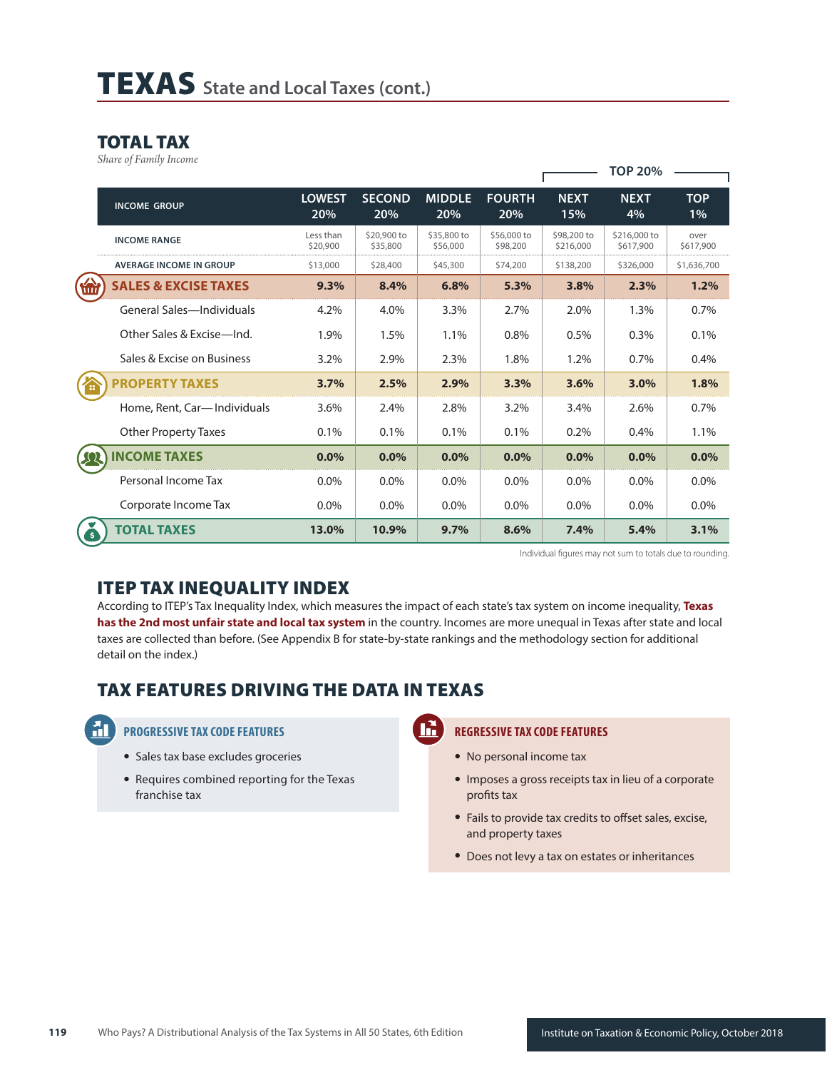# TEXAS State and Local Taxes (cont.)

## TOTAL TAX

*Share of Family Income*

| | | | | | TOP 20% | | |
|---|---|---|---|---|---|---|---|
| **INCOME GROUP** | **LOWEST 20%** | **SECOND 20%** | **MIDDLE 20%** | **FOURTH 20%** | **NEXT 15%** | **NEXT 4%** | **TOP 1%** |
| INCOME RANGE | Less than $20,900 | $20,900 to $35,800 | $35,800 to $56,000 | $56,000 to $98,200 | $98,200 to $216,000 | $216,000 to $617,900 | over $617,900 |
| AVERAGE INCOME IN GROUP | $13,000 | $28,400 | $45,300 | $74,200 | $138,200 | $326,000 | $1,636,700 |
| **SALES & EXCISE TAXES** | **9.3%** | **8.4%** | **6.8%** | **5.3%** | **3.8%** | **2.3%** | **1.2%** |
| General Sales—Individuals | 4.2% | 4.0% | 3.3% | 2.7% | 2.0% | 1.3% | 0.7% |
| Other Sales & Excise—Ind. | 1.9% | 1.5% | 1.1% | 0.8% | 0.5% | 0.3% | 0.1% |
| Sales & Excise on Business | 3.2% | 2.9% | 2.3% | 1.8% | 1.2% | 0.7% | 0.4% |
| **PROPERTY TAXES** | **3.7%** | **2.5%** | **2.9%** | **3.3%** | **3.6%** | **3.0%** | **1.8%** |
| Home, Rent, Car—Individuals | 3.6% | 2.4% | 2.8% | 3.2% | 3.4% | 2.6% | 0.7% |
| Other Property Taxes | 0.1% | 0.1% | 0.1% | 0.1% | 0.2% | 0.4% | 1.1% |
| **INCOME TAXES** | **0.0%** | **0.0%** | **0.0%** | **0.0%** | **0.0%** | **0.0%** | **0.0%** |
| Personal Income Tax | 0.0% | 0.0% | 0.0% | 0.0% | 0.0% | 0.0% | 0.0% |
| Corporate Income Tax | 0.0% | 0.0% | 0.0% | 0.0% | 0.0% | 0.0% | 0.0% |
| **TOTAL TAXES** | **13.0%** | **10.9%** | **9.7%** | **8.6%** | **7.4%** | **5.4%** | **3.1%** |

Individual figures may not sum to totals due to rounding.

## ITEP TAX INEQUALITY INDEX

According to ITEP's Tax Inequality Index, which measures the impact of each state's tax system on income inequality, **Texas has the 2nd most unfair state and local tax system** in the country. Incomes are more unequal in Texas after state and local taxes are collected than before. (See Appendix B for state-by-state rankings and the methodology section for additional detail on the index.)

## TAX FEATURES DRIVING THE DATA IN TEXAS

### PROGRESSIVE TAX CODE FEATURES

- Sales tax base excludes groceries
- Requires combined reporting for the Texas franchise tax

### REGRESSIVE TAX CODE FEATURES

- No personal income tax
- Imposes a gross receipts tax in lieu of a corporate profits tax
- Fails to provide tax credits to offset sales, excise, and property taxes
- Does not levy a tax on estates or inheritances